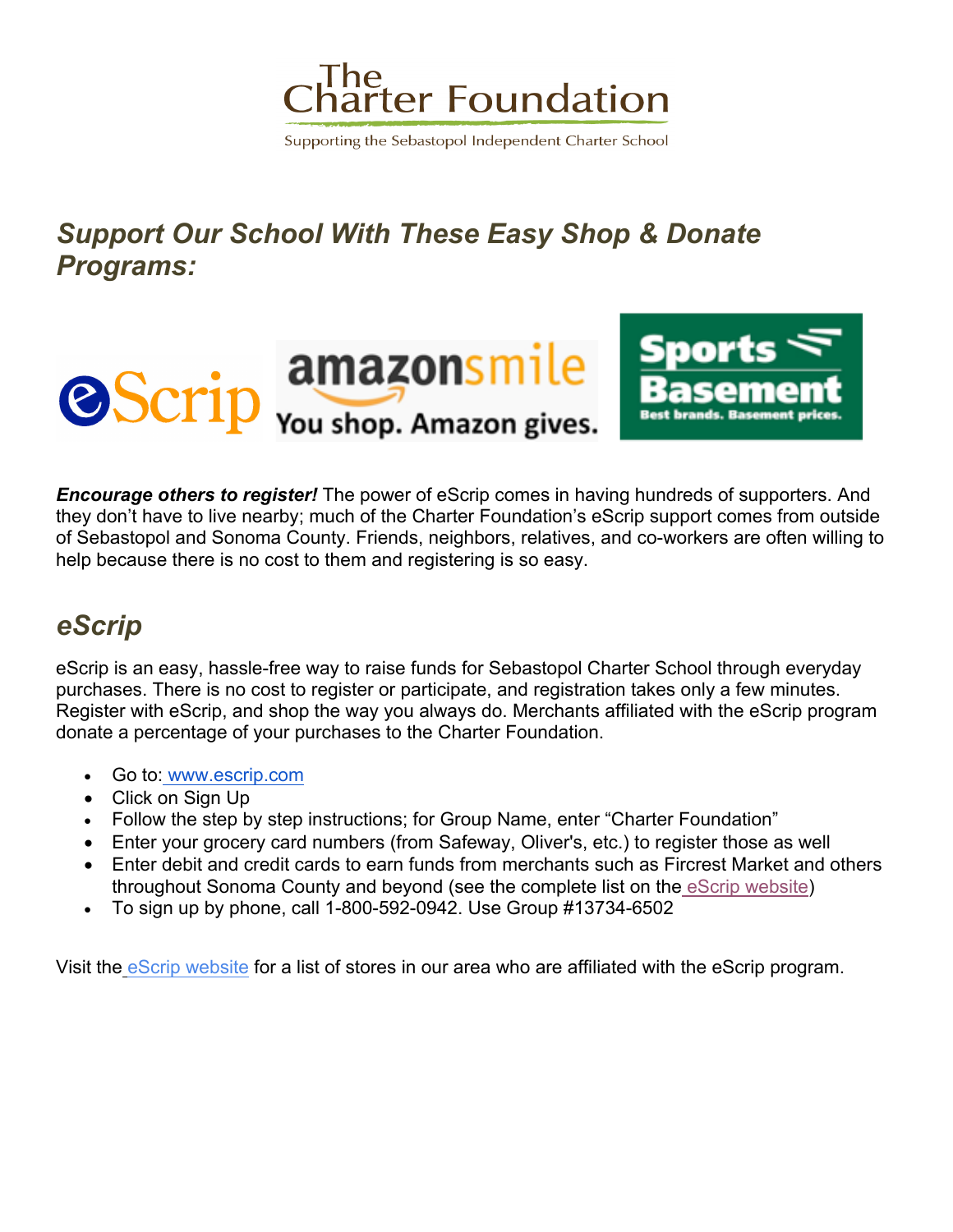# The Charter Foundation

Supporting the Sebastopol Independent Charter School

## *Support Our School With These Easy Shop & Donate Programs:*

***Encourage others to register!*** The power of eScrip comes in having hundreds of supporters. And they don't have to live nearby; much of the Charter Foundation's eScrip support comes from outside of Sebastopol and Sonoma County. Friends, neighbors, relatives, and co-workers are often willing to help because there is no cost to them and registering is so easy.

## *eScrip*

eScrip is an easy, hassle-free way to raise funds for Sebastopol Charter School through everyday purchases. There is no cost to register or participate, and registration takes only a few minutes. Register with eScrip, and shop the way you always do. Merchants affiliated with the eScrip program donate a percentage of your purchases to the Charter Foundation.

- Go to: www.escrip.com
- Click on Sign Up
- Follow the step by step instructions; for Group Name, enter "Charter Foundation"
- Enter your grocery card numbers (from Safeway, Oliver's, etc.) to register those as well
- Enter debit and credit cards to earn funds from merchants such as Fircrest Market and others throughout Sonoma County and beyond (see the complete list on the eScrip website)
- To sign up by phone, call 1-800-592-0942. Use Group #13734-6502

Visit the eScrip website for a list of stores in our area who are affiliated with the eScrip program.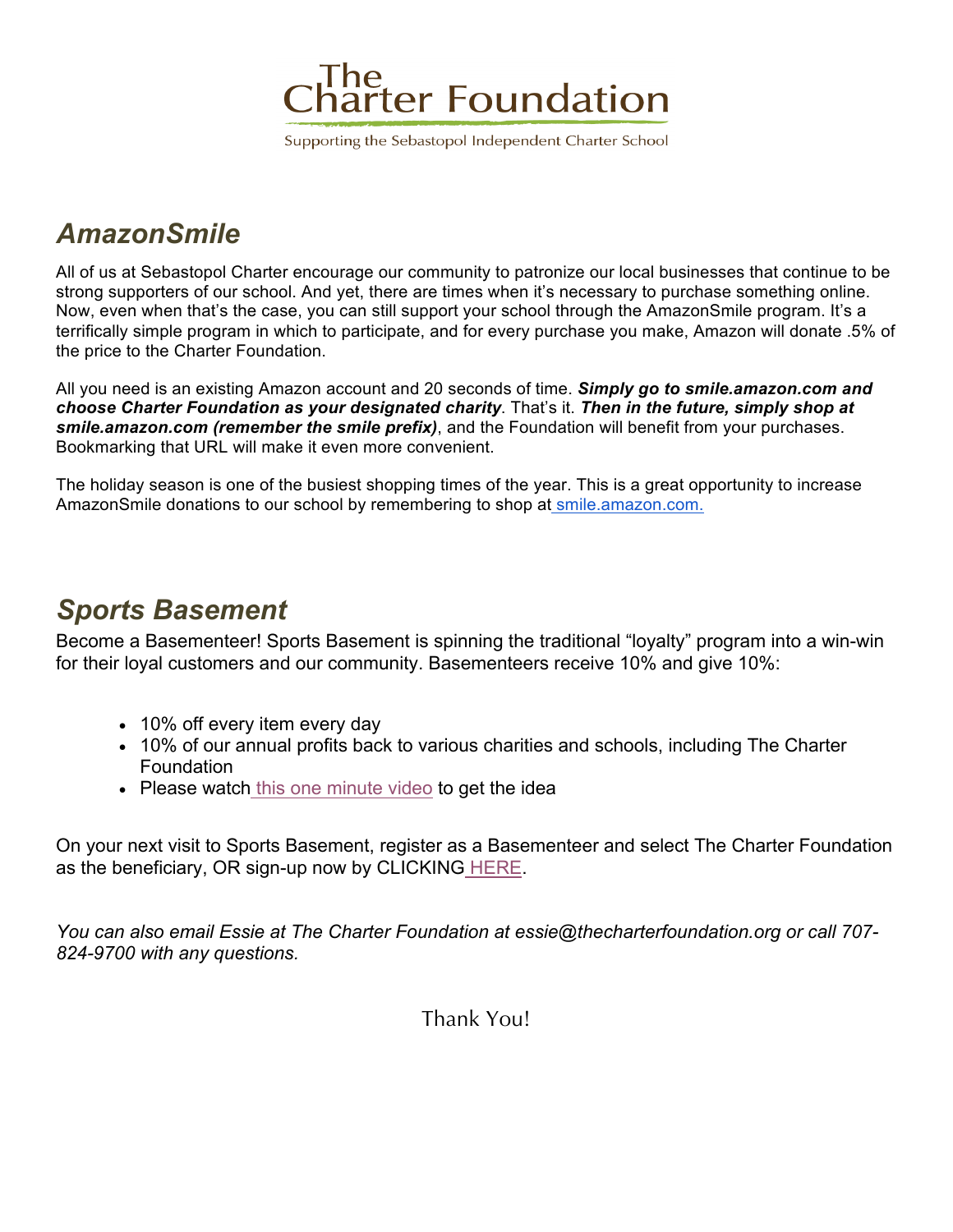# The Charter Foundation

Supporting the Sebastopol Independent Charter School

## *AmazonSmile*

All of us at Sebastopol Charter encourage our community to patronize our local businesses that continue to be strong supporters of our school. And yet, there are times when it's necessary to purchase something online. Now, even when that's the case, you can still support your school through the AmazonSmile program. It's a terrifically simple program in which to participate, and for every purchase you make, Amazon will donate .5% of the price to the Charter Foundation.

All you need is an existing Amazon account and 20 seconds of time. ***Simply go to smile.amazon.com and choose Charter Foundation as your designated charity***. That's it. ***Then in the future, simply shop at smile.amazon.com (remember the smile prefix)***, and the Foundation will benefit from your purchases. Bookmarking that URL will make it even more convenient.

The holiday season is one of the busiest shopping times of the year. This is a great opportunity to increase AmazonSmile donations to our school by remembering to shop at smile.amazon.com.

## *Sports Basement*

Become a Basementeer! Sports Basement is spinning the traditional "loyalty" program into a win-win for their loyal customers and our community. Basementeers receive 10% and give 10%:

- 10% off every item every day
- 10% of our annual profits back to various charities and schools, including The Charter Foundation
- Please watch this one minute video to get the idea

On your next visit to Sports Basement, register as a Basementeer and select The Charter Foundation as the beneficiary, OR sign-up now by CLICKING HERE.

*You can also email Essie at The Charter Foundation at essie@thecharterfoundation.org or call 707-824-9700 with any questions.*

Thank You!